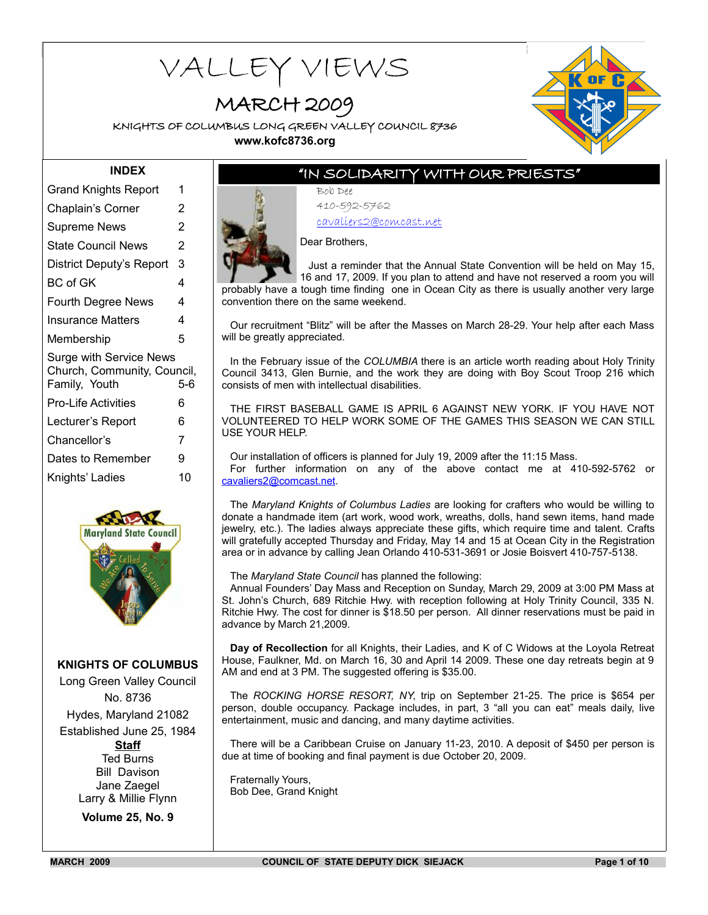# VALLEY VIEWS

## MARCH 2009

KNIGHTS OF COLUMBUS LONG GREEN VALLEY COUNCIL 8736

**www.kofc8736.org**

### INDEX

| | |
|---|---|
| Grand Knights Report | 1 |
| Chaplain's Corner | 2 |
| Supreme News | 2 |
| State Council News | 2 |
| District Deputy's Report | 3 |
| BC of GK | 4 |
| Fourth Degree News | 4 |
| Insurance Matters | 4 |
| Membership | 5 |
| Surge with Service News Church, Community, Council, Family, Youth | 5-6 |
| Pro-Life Activities | 6 |
| Lecturer's Report | 6 |
| Chancellor's | 7 |
| Dates to Remember | 9 |
| Knights' Ladies | 10 |

**KNIGHTS OF COLUMBUS**

Long Green Valley Council No. 8736

Hydes, Maryland 21082

Established June 25, 1984

**Staff**

Ted Burns

Bill Davison

Jane Zaegel

Larry & Millie Flynn

**Volume 25, No. 9**

## "IN SOLIDARITY WITH OUR PRIESTS"

Bob Dee

410-592-5762

cavaliers2@comcast.net

Dear Brothers,

Just a reminder that the Annual State Convention will be held on May 15, 16 and 17, 2009. If you plan to attend and have not reserved a room you will probably have a tough time finding one in Ocean City as there is usually another very large convention there on the same weekend.

Our recruitment "Blitz" will be after the Masses on March 28-29. Your help after each Mass will be greatly appreciated.

In the February issue of the *COLUMBIA* there is an article worth reading about Holy Trinity Council 3413, Glen Burnie, and the work they are doing with Boy Scout Troop 216 which consists of men with intellectual disabilities.

THE FIRST BASEBALL GAME IS APRIL 6 AGAINST NEW YORK. IF YOU HAVE NOT VOLUNTEERED TO HELP WORK SOME OF THE GAMES THIS SEASON WE CAN STILL USE YOUR HELP.

Our installation of officers is planned for July 19, 2009 after the 11:15 Mass.

For further information on any of the above contact me at 410-592-5762 or cavaliers2@comcast.net.

The *Maryland Knights of Columbus Ladies* are looking for crafters who would be willing to donate a handmade item (art work, wood work, wreaths, dolls, hand sewn items, hand made jewelry, etc.). The ladies always appreciate these gifts, which require time and talent. Crafts will gratefully accepted Thursday and Friday, May 14 and 15 at Ocean City in the Registration area or in advance by calling Jean Orlando 410-531-3691 or Josie Boisvert 410-757-5138.

The *Maryland State Council* has planned the following:

Annual Founders' Day Mass and Reception on Sunday, March 29, 2009 at 3:00 PM Mass at St. John's Church, 689 Ritchie Hwy. with reception following at Holy Trinity Council, 335 N. Ritchie Hwy. The cost for dinner is $18.50 per person. All dinner reservations must be paid in advance by March 21,2009.

**Day of Recollection** for all Knights, their Ladies, and K of C Widows at the Loyola Retreat House, Faulkner, Md. on March 16, 30 and April 14 2009. These one day retreats begin at 9 AM and end at 3 PM. The suggested offering is $35.00.

The *ROCKING HORSE RESORT, NY,* trip on September 21-25. The price is $654 per person, double occupancy. Package includes, in part, 3 "all you can eat" meals daily, live entertainment, music and dancing, and many daytime activities.

There will be a Caribbean Cruise on January 11-23, 2010. A deposit of $450 per person is due at time of booking and final payment is due October 20, 2009.

Fraternally Yours,
Bob Dee, Grand Knight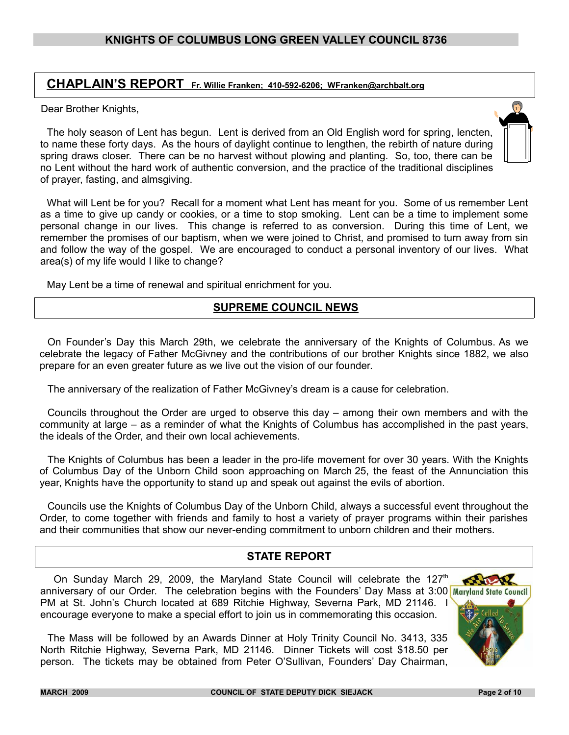## CHAPLAIN'S REPORT Fr. Willie Franken; 410-592-6206; WFranken@archbalt.org

Dear Brother Knights,

The holy season of Lent has begun. Lent is derived from an Old English word for spring, lencten, to name these forty days. As the hours of daylight continue to lengthen, the rebirth of nature during spring draws closer. There can be no harvest without plowing and planting. So, too, there can be no Lent without the hard work of authentic conversion, and the practice of the traditional disciplines of prayer, fasting, and almsgiving.

What will Lent be for you? Recall for a moment what Lent has meant for you. Some of us remember Lent as a time to give up candy or cookies, or a time to stop smoking. Lent can be a time to implement some personal change in our lives. This change is referred to as conversion. During this time of Lent, we remember the promises of our baptism, when we were joined to Christ, and promised to turn away from sin and follow the way of the gospel. We are encouraged to conduct a personal inventory of our lives. What area(s) of my life would I like to change?

May Lent be a time of renewal and spiritual enrichment for you.

## SUPREME COUNCIL NEWS

On Founder's Day this March 29th, we celebrate the anniversary of the Knights of Columbus. As we celebrate the legacy of Father McGivney and the contributions of our brother Knights since 1882, we also prepare for an even greater future as we live out the vision of our founder.

The anniversary of the realization of Father McGivney's dream is a cause for celebration.

Councils throughout the Order are urged to observe this day – among their own members and with the community at large – as a reminder of what the Knights of Columbus has accomplished in the past years, the ideals of the Order, and their own local achievements.

The Knights of Columbus has been a leader in the pro-life movement for over 30 years. With the Knights of Columbus Day of the Unborn Child soon approaching on March 25, the feast of the Annunciation this year, Knights have the opportunity to stand up and speak out against the evils of abortion.

Councils use the Knights of Columbus Day of the Unborn Child, always a successful event throughout the Order, to come together with friends and family to host a variety of prayer programs within their parishes and their communities that show our never-ending commitment to unborn children and their mothers.

## STATE REPORT

On Sunday March 29, 2009, the Maryland State Council will celebrate the 127th anniversary of our Order. The celebration begins with the Founders' Day Mass at 3:00 PM at St. John's Church located at 689 Ritchie Highway, Severna Park, MD 21146. I encourage everyone to make a special effort to join us in commemorating this occasion.

The Mass will be followed by an Awards Dinner at Holy Trinity Council No. 3413, 335 North Ritchie Highway, Severna Park, MD 21146. Dinner Tickets will cost $18.50 per person. The tickets may be obtained from Peter O'Sullivan, Founders' Day Chairman,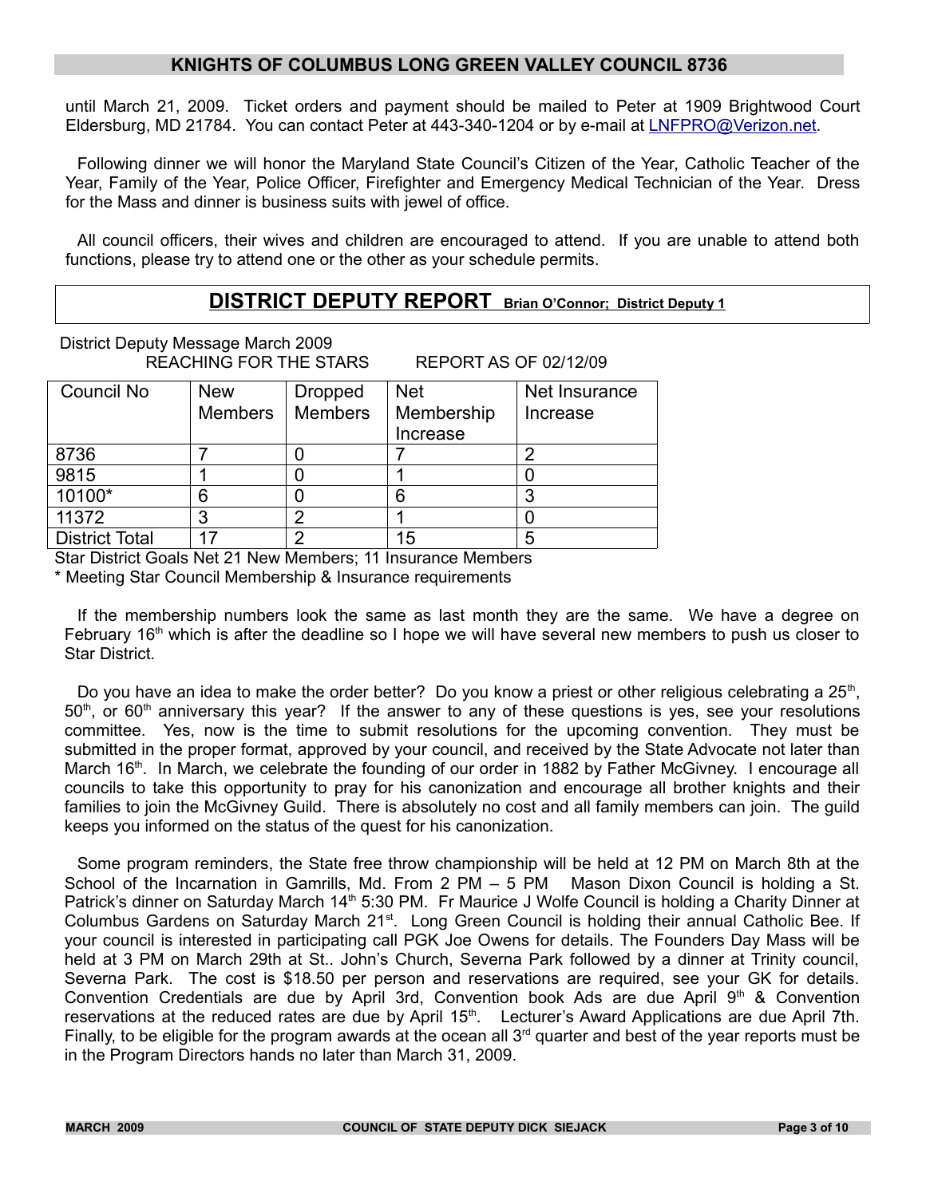until March 21, 2009. Ticket orders and payment should be mailed to Peter at 1909 Brightwood Court Eldersburg, MD 21784. You can contact Peter at 443-340-1204 or by e-mail at LNFPRO@Verizon.net.

Following dinner we will honor the Maryland State Council's Citizen of the Year, Catholic Teacher of the Year, Family of the Year, Police Officer, Firefighter and Emergency Medical Technician of the Year. Dress for the Mass and dinner is business suits with jewel of office.

All council officers, their wives and children are encouraged to attend. If you are unable to attend both functions, please try to attend one or the other as your schedule permits.

## DISTRICT DEPUTY REPORT Brian O'Connor; District Deputy 1

District Deputy Message March 2009
REACHING FOR THE STARS REPORT AS OF 02/12/09

| Council No | New Members | Dropped Members | Net Membership Increase | Net Insurance Increase |
|---|---|---|---|---|
| 8736 | 7 | 0 | 7 | 2 |
| 9815 | 1 | 0 | 1 | 0 |
| 10100* | 6 | 0 | 6 | 3 |
| 11372 | 3 | 2 | 1 | 0 |
| District Total | 17 | 2 | 15 | 5 |

Star District Goals Net 21 New Members; 11 Insurance Members
* Meeting Star Council Membership & Insurance requirements

If the membership numbers look the same as last month they are the same. We have a degree on February 16th which is after the deadline so I hope we will have several new members to push us closer to Star District.

Do you have an idea to make the order better? Do you know a priest or other religious celebrating a 25th, 50th, or 60th anniversary this year? If the answer to any of these questions is yes, see your resolutions committee. Yes, now is the time to submit resolutions for the upcoming convention. They must be submitted in the proper format, approved by your council, and received by the State Advocate not later than March 16th. In March, we celebrate the founding of our order in 1882 by Father McGivney. I encourage all councils to take this opportunity to pray for his canonization and encourage all brother knights and their families to join the McGivney Guild. There is absolutely no cost and all family members can join. The guild keeps you informed on the status of the quest for his canonization.

Some program reminders, the State free throw championship will be held at 12 PM on March 8th at the School of the Incarnation in Gamrills, Md. From 2 PM – 5 PM Mason Dixon Council is holding a St. Patrick's dinner on Saturday March 14th 5:30 PM. Fr Maurice J Wolfe Council is holding a Charity Dinner at Columbus Gardens on Saturday March 21st. Long Green Council is holding their annual Catholic Bee. If your council is interested in participating call PGK Joe Owens for details. The Founders Day Mass will be held at 3 PM on March 29th at St.. John's Church, Severna Park followed by a dinner at Trinity council, Severna Park. The cost is $18.50 per person and reservations are required, see your GK for details. Convention Credentials are due by April 3rd, Convention book Ads are due April 9th & Convention reservations at the reduced rates are due by April 15th. Lecturer's Award Applications are due April 7th. Finally, to be eligible for the program awards at the ocean all 3rd quarter and best of the year reports must be in the Program Directors hands no later than March 31, 2009.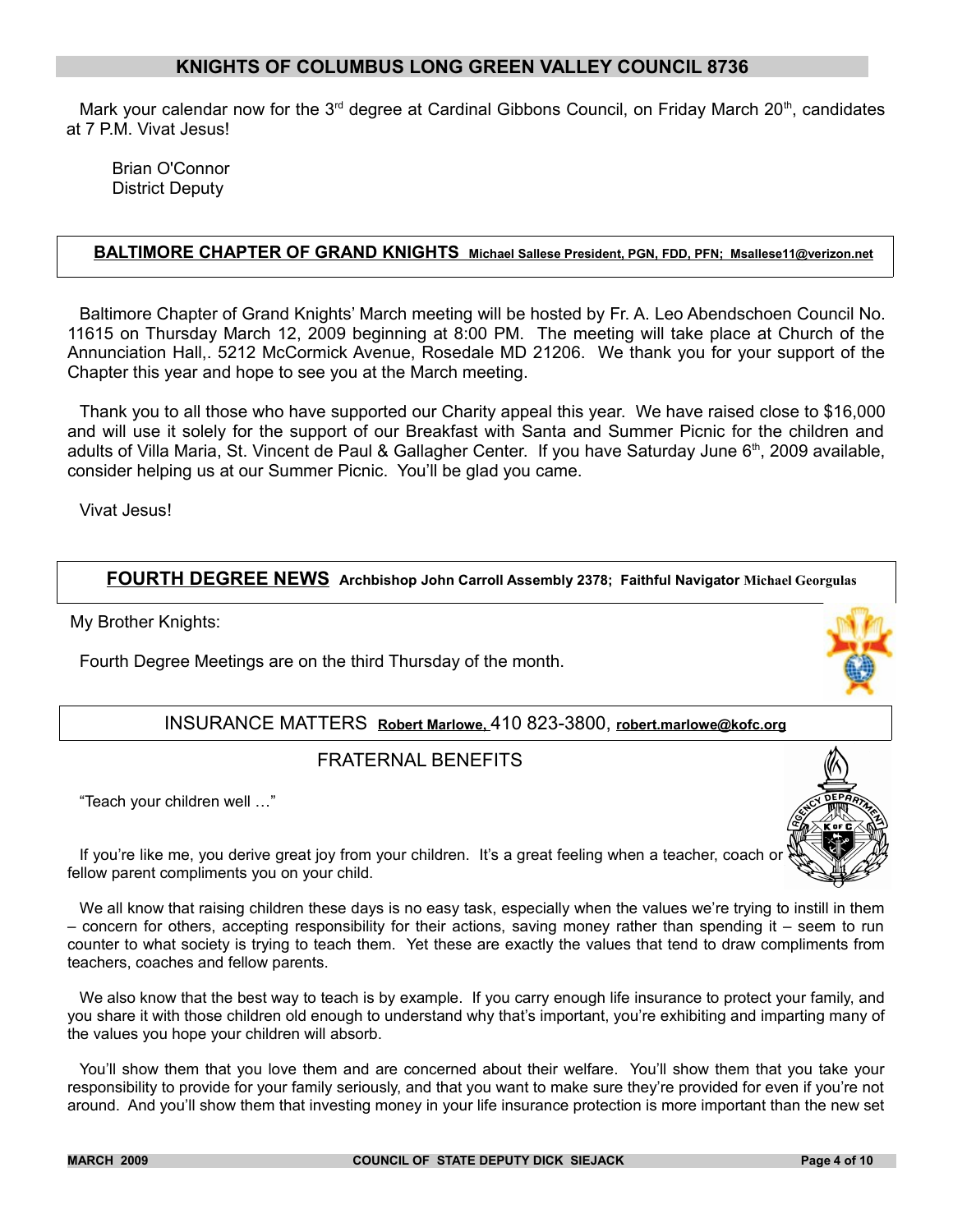## KNIGHTS OF COLUMBUS LONG GREEN VALLEY COUNCIL 8736

Mark your calendar now for the 3rd degree at Cardinal Gibbons Council, on Friday March 20th, candidates at 7 P.M. Vivat Jesus!

Brian O'Connor
District Deputy

## BALTIMORE CHAPTER OF GRAND KNIGHTS **Michael Sallese President, PGN, FDD, PFN; Msallese11@verizon.net**

Baltimore Chapter of Grand Knights' March meeting will be hosted by Fr. A. Leo Abendschoen Council No. 11615 on Thursday March 12, 2009 beginning at 8:00 PM. The meeting will take place at Church of the Annunciation Hall,. 5212 McCormick Avenue, Rosedale MD 21206. We thank you for your support of the Chapter this year and hope to see you at the March meeting.

Thank you to all those who have supported our Charity appeal this year. We have raised close to $16,000 and will use it solely for the support of our Breakfast with Santa and Summer Picnic for the children and adults of Villa Maria, St. Vincent de Paul & Gallagher Center. If you have Saturday June 6th, 2009 available, consider helping us at our Summer Picnic. You'll be glad you came.

Vivat Jesus!

## FOURTH DEGREE NEWS **Archbishop John Carroll Assembly 2378; Faithful Navigator Michael Georgulas**

My Brother Knights:

Fourth Degree Meetings are on the third Thursday of the month.

## INSURANCE MATTERS **Robert Marlowe,** 410 823-3800, **robert.marlowe@kofc.org**

### FRATERNAL BENEFITS

"Teach your children well …"

If you're like me, you derive great joy from your children. It's a great feeling when a teacher, coach or fellow parent compliments you on your child.

We all know that raising children these days is no easy task, especially when the values we're trying to instill in them – concern for others, accepting responsibility for their actions, saving money rather than spending it – seem to run counter to what society is trying to teach them. Yet these are exactly the values that tend to draw compliments from teachers, coaches and fellow parents.

We also know that the best way to teach is by example. If you carry enough life insurance to protect your family, and you share it with those children old enough to understand why that's important, you're exhibiting and imparting many of the values you hope your children will absorb.

You'll show them that you love them and are concerned about their welfare. You'll show them that you take your responsibility to provide for your family seriously, and that you want to make sure they're provided for even if you're not around. And you'll show them that investing money in your life insurance protection is more important than the new set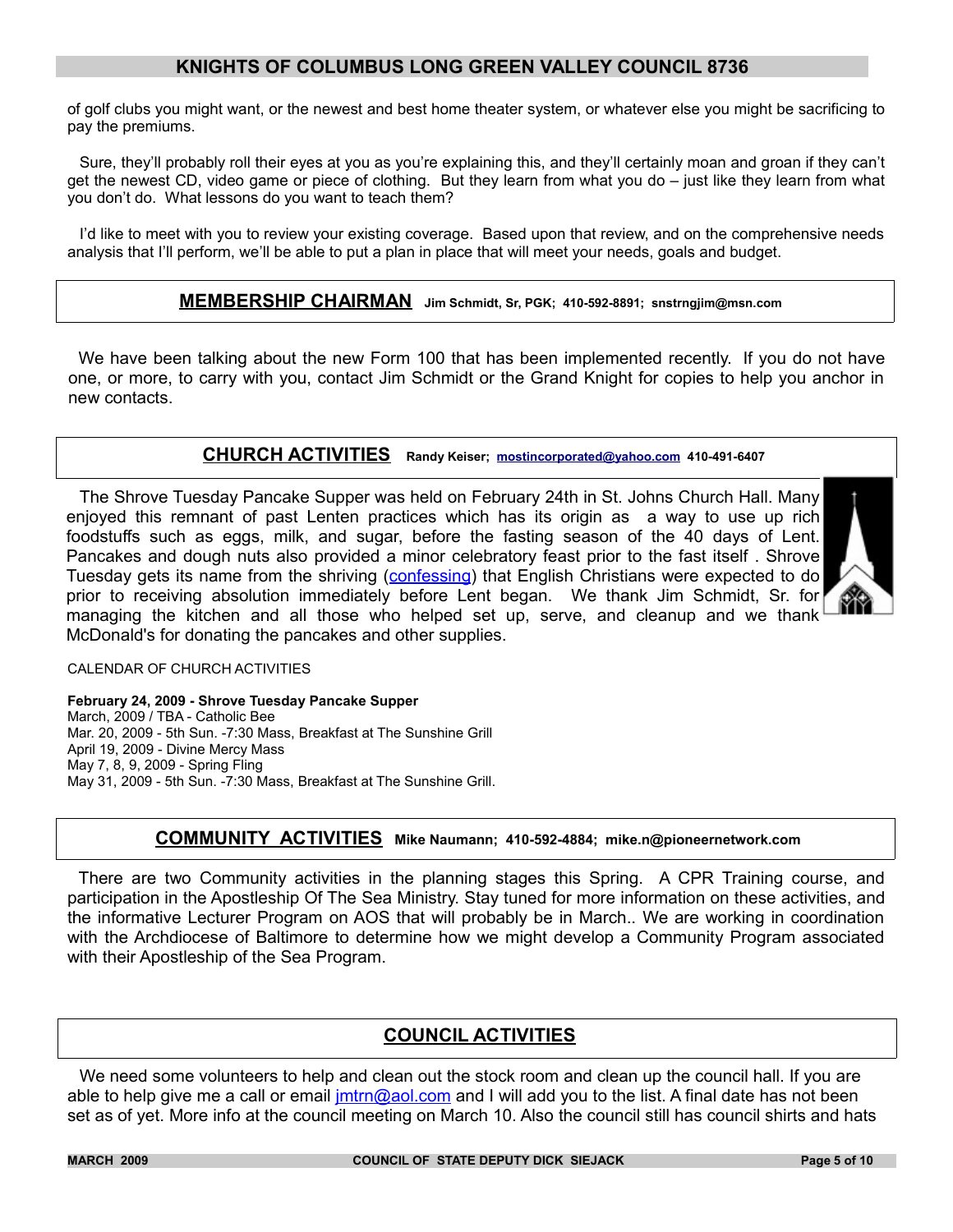of golf clubs you might want, or the newest and best home theater system, or whatever else you might be sacrificing to pay the premiums.

Sure, they'll probably roll their eyes at you as you're explaining this, and they'll certainly moan and groan if they can't get the newest CD, video game or piece of clothing. But they learn from what you do – just like they learn from what you don't do. What lessons do you want to teach them?

I'd like to meet with you to review your existing coverage. Based upon that review, and on the comprehensive needs analysis that I'll perform, we'll be able to put a plan in place that will meet your needs, goals and budget.

## MEMBERSHIP CHAIRMAN

**Jim Schmidt, Sr, PGK; 410-592-8891; snstrngjim@msn.com**

We have been talking about the new Form 100 that has been implemented recently. If you do not have one, or more, to carry with you, contact Jim Schmidt or the Grand Knight for copies to help you anchor in new contacts.

## CHURCH ACTIVITIES

**Randy Keiser; mostincorporated@yahoo.com 410-491-6407**

The Shrove Tuesday Pancake Supper was held on February 24th in St. Johns Church Hall. Many enjoyed this remnant of past Lenten practices which has its origin as a way to use up rich foodstuffs such as eggs, milk, and sugar, before the fasting season of the 40 days of Lent. Pancakes and dough nuts also provided a minor celebratory feast prior to the fast itself . Shrove Tuesday gets its name from the shriving (confessing) that English Christians were expected to do prior to receiving absolution immediately before Lent began. We thank Jim Schmidt, Sr. for managing the kitchen and all those who helped set up, serve, and cleanup and we thank McDonald's for donating the pancakes and other supplies.

CALENDAR OF CHURCH ACTIVITIES

**February 24, 2009 - Shrove Tuesday Pancake Supper**
March, 2009 / TBA - Catholic Bee
Mar. 20, 2009 - 5th Sun. -7:30 Mass, Breakfast at The Sunshine Grill
April 19, 2009 - Divine Mercy Mass
May 7, 8, 9, 2009 - Spring Fling
May 31, 2009 - 5th Sun. -7:30 Mass, Breakfast at The Sunshine Grill.

## COMMUNITY ACTIVITIES

**Mike Naumann; 410-592-4884; mike.n@pioneernetwork.com**

There are two Community activities in the planning stages this Spring. A CPR Training course, and participation in the Apostleship Of The Sea Ministry. Stay tuned for more information on these activities, and the informative Lecturer Program on AOS that will probably be in March.. We are working in coordination with the Archdiocese of Baltimore to determine how we might develop a Community Program associated with their Apostleship of the Sea Program.

## COUNCIL ACTIVITIES

We need some volunteers to help and clean out the stock room and clean up the council hall. If you are able to help give me a call or email jmtrn@aol.com and I will add you to the list. A final date has not been set as of yet. More info at the council meeting on March 10. Also the council still has council shirts and hats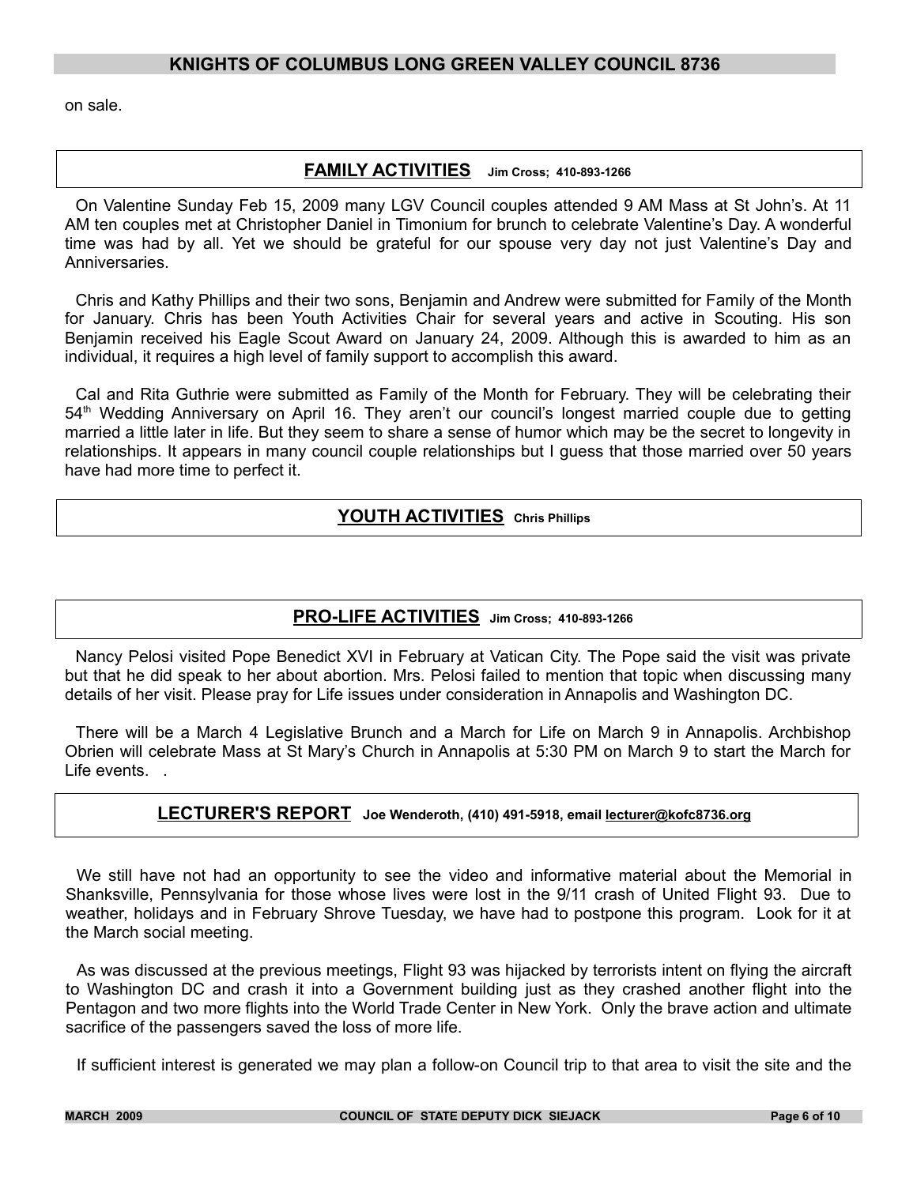on sale.

## FAMILY ACTIVITIES Jim Cross; 410-893-1266

On Valentine Sunday Feb 15, 2009 many LGV Council couples attended 9 AM Mass at St John's. At 11 AM ten couples met at Christopher Daniel in Timonium for brunch to celebrate Valentine's Day. A wonderful time was had by all. Yet we should be grateful for our spouse very day not just Valentine's Day and Anniversaries.

Chris and Kathy Phillips and their two sons, Benjamin and Andrew were submitted for Family of the Month for January. Chris has been Youth Activities Chair for several years and active in Scouting. His son Benjamin received his Eagle Scout Award on January 24, 2009. Although this is awarded to him as an individual, it requires a high level of family support to accomplish this award.

Cal and Rita Guthrie were submitted as Family of the Month for February. They will be celebrating their 54th Wedding Anniversary on April 16. They aren't our council's longest married couple due to getting married a little later in life. But they seem to share a sense of humor which may be the secret to longevity in relationships. It appears in many council couple relationships but I guess that those married over 50 years have had more time to perfect it.

## YOUTH ACTIVITIES Chris Phillips

## PRO-LIFE ACTIVITIES Jim Cross; 410-893-1266

Nancy Pelosi visited Pope Benedict XVI in February at Vatican City. The Pope said the visit was private but that he did speak to her about abortion. Mrs. Pelosi failed to mention that topic when discussing many details of her visit. Please pray for Life issues under consideration in Annapolis and Washington DC.

There will be a March 4 Legislative Brunch and a March for Life on March 9 in Annapolis. Archbishop Obrien will celebrate Mass at St Mary's Church in Annapolis at 5:30 PM on March 9 to start the March for Life events. .

## LECTURER'S REPORT Joe Wenderoth, (410) 491-5918, email lecturer@kofc8736.org

We still have not had an opportunity to see the video and informative material about the Memorial in Shanksville, Pennsylvania for those whose lives were lost in the 9/11 crash of United Flight 93. Due to weather, holidays and in February Shrove Tuesday, we have had to postpone this program. Look for it at the March social meeting.

As was discussed at the previous meetings, Flight 93 was hijacked by terrorists intent on flying the aircraft to Washington DC and crash it into a Government building just as they crashed another flight into the Pentagon and two more flights into the World Trade Center in New York. Only the brave action and ultimate sacrifice of the passengers saved the loss of more life.

If sufficient interest is generated we may plan a follow-on Council trip to that area to visit the site and the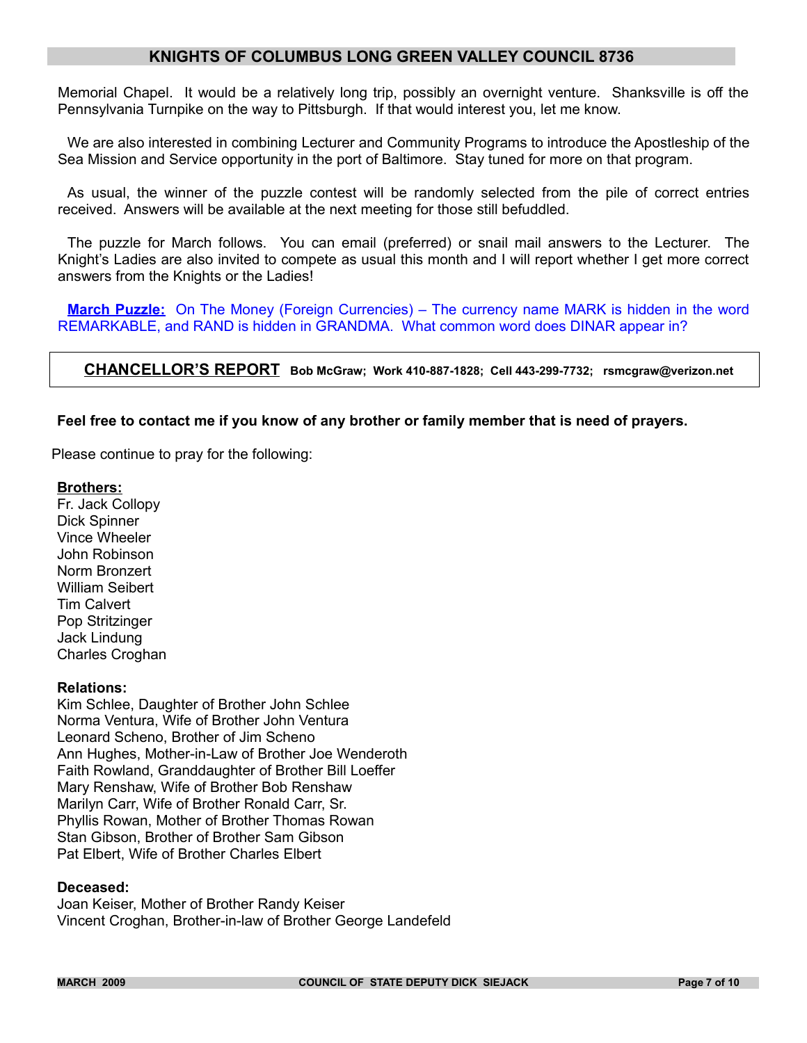Memorial Chapel. It would be a relatively long trip, possibly an overnight venture. Shanksville is off the Pennsylvania Turnpike on the way to Pittsburgh. If that would interest you, let me know.

We are also interested in combining Lecturer and Community Programs to introduce the Apostleship of the Sea Mission and Service opportunity in the port of Baltimore. Stay tuned for more on that program.

As usual, the winner of the puzzle contest will be randomly selected from the pile of correct entries received. Answers will be available at the next meeting for those still befuddled.

The puzzle for March follows. You can email (preferred) or snail mail answers to the Lecturer. The Knight's Ladies are also invited to compete as usual this month and I will report whether I get more correct answers from the Knights or the Ladies!

**March Puzzle:** On The Money (Foreign Currencies) – The currency name MARK is hidden in the word REMARKABLE, and RAND is hidden in GRANDMA. What common word does DINAR appear in?

## CHANCELLOR'S REPORT **Bob McGraw; Work 410-887-1828; Cell 443-299-7732; rsmcgraw@verizon.net**

**Feel free to contact me if you know of any brother or family member that is need of prayers.**

Please continue to pray for the following:

**Brothers:**
Fr. Jack Collopy
Dick Spinner
Vince Wheeler
John Robinson
Norm Bronzert
William Seibert
Tim Calvert
Pop Stritzinger
Jack Lindung
Charles Croghan

**Relations:**
Kim Schlee, Daughter of Brother John Schlee
Norma Ventura, Wife of Brother John Ventura
Leonard Scheno, Brother of Jim Scheno
Ann Hughes, Mother-in-Law of Brother Joe Wenderoth
Faith Rowland, Granddaughter of Brother Bill Loeffer
Mary Renshaw, Wife of Brother Bob Renshaw
Marilyn Carr, Wife of Brother Ronald Carr, Sr.
Phyllis Rowan, Mother of Brother Thomas Rowan
Stan Gibson, Brother of Brother Sam Gibson
Pat Elbert, Wife of Brother Charles Elbert

**Deceased:**
Joan Keiser, Mother of Brother Randy Keiser
Vincent Croghan, Brother-in-law of Brother George Landefeld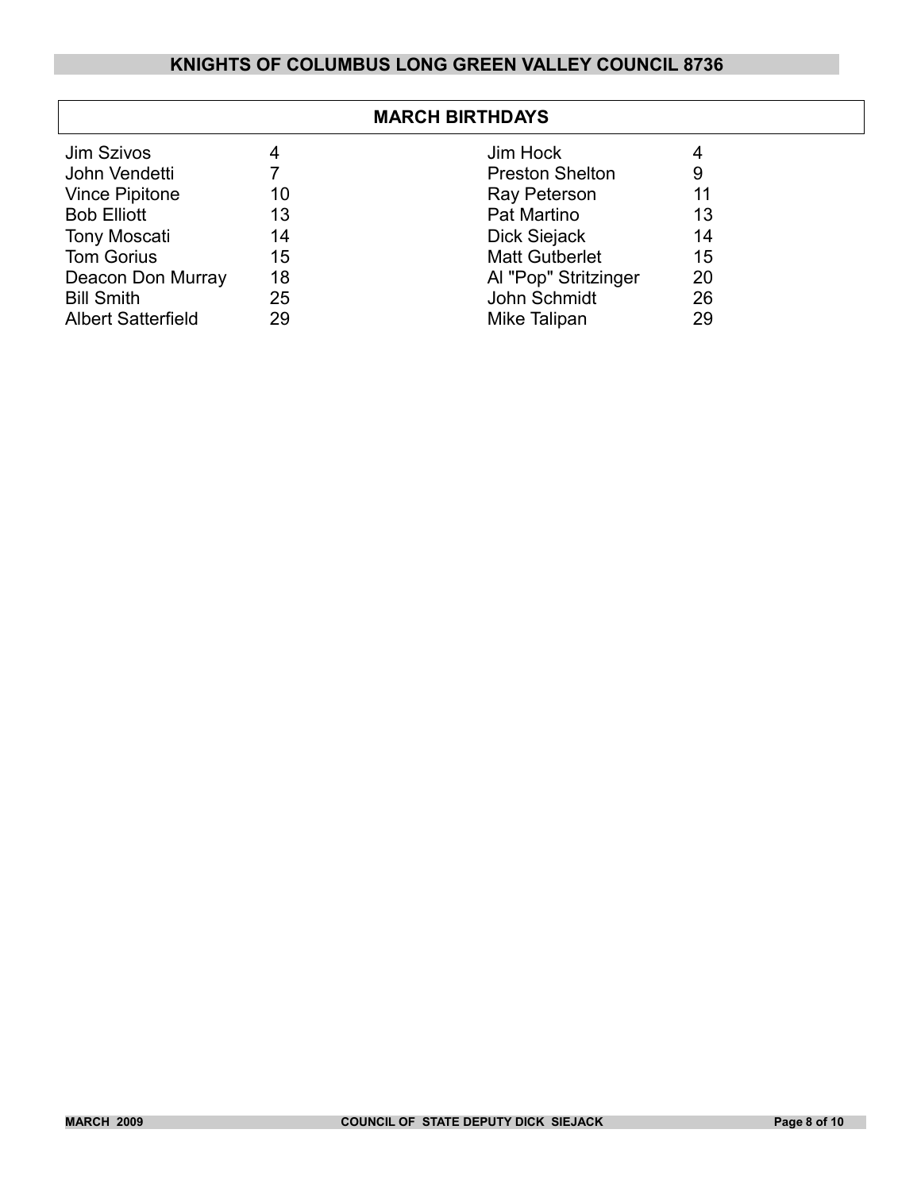## MARCH BIRTHDAYS

| Name | Day | Name | Day |
|---|---|---|---|
| Jim Szivos | 4 | Jim Hock | 4 |
| John Vendetti | 7 | Preston Shelton | 9 |
| Vince Pipitone | 10 | Ray Peterson | 11 |
| Bob Elliott | 13 | Pat Martino | 13 |
| Tony Moscati | 14 | Dick Siejack | 14 |
| Tom Gorius | 15 | Matt Gutberlet | 15 |
| Deacon Don Murray | 18 | Al "Pop" Stritzinger | 20 |
| Bill Smith | 25 | John Schmidt | 26 |
| Albert Satterfield | 29 | Mike Talipan | 29 |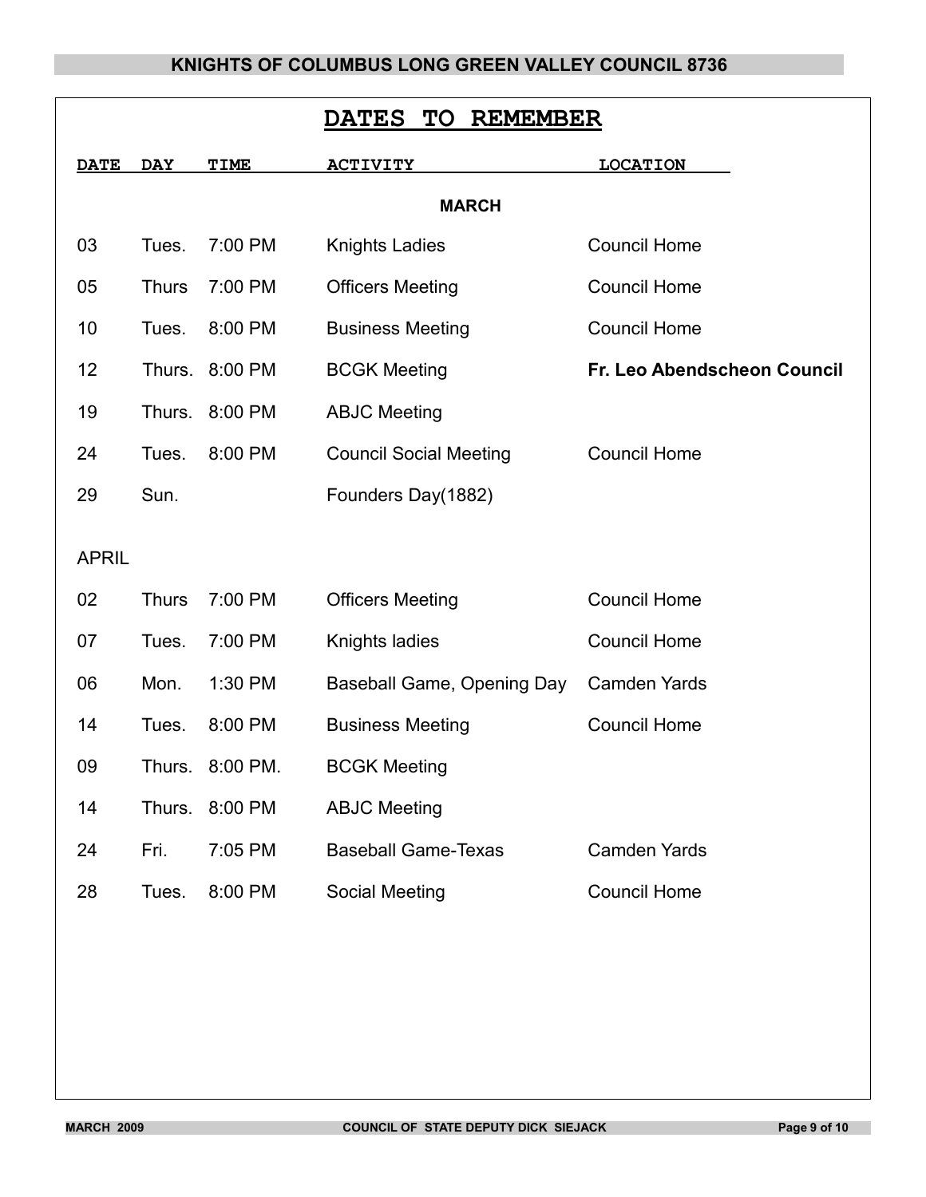## DATES TO REMEMBER

| DATE | DAY | TIME | ACTIVITY | LOCATION |
|---|---|---|---|---|
| | | | **MARCH** | |
| 03 | Tues. | 7:00 PM | Knights Ladies | Council Home |
| 05 | Thurs | 7:00 PM | Officers Meeting | Council Home |
| 10 | Tues. | 8:00 PM | Business Meeting | Council Home |
| 12 | Thurs. | 8:00 PM | BCGK Meeting | **Fr. Leo Abendscheon Council** |
| 19 | Thurs. | 8:00 PM | ABJC Meeting | |
| 24 | Tues. | 8:00 PM | Council Social Meeting | Council Home |
| 29 | Sun. | | Founders Day(1882) | |
| APRIL | | | | |
| 02 | Thurs | 7:00 PM | Officers Meeting | Council Home |
| 07 | Tues. | 7:00 PM | Knights ladies | Council Home |
| 06 | Mon. | 1:30 PM | Baseball Game, Opening Day | Camden Yards |
| 14 | Tues. | 8:00 PM | Business Meeting | Council Home |
| 09 | Thurs. | 8:00 PM. | BCGK Meeting | |
| 14 | Thurs. | 8:00 PM | ABJC Meeting | |
| 24 | Fri. | 7:05 PM | Baseball Game-Texas | Camden Yards |
| 28 | Tues. | 8:00 PM | Social Meeting | Council Home |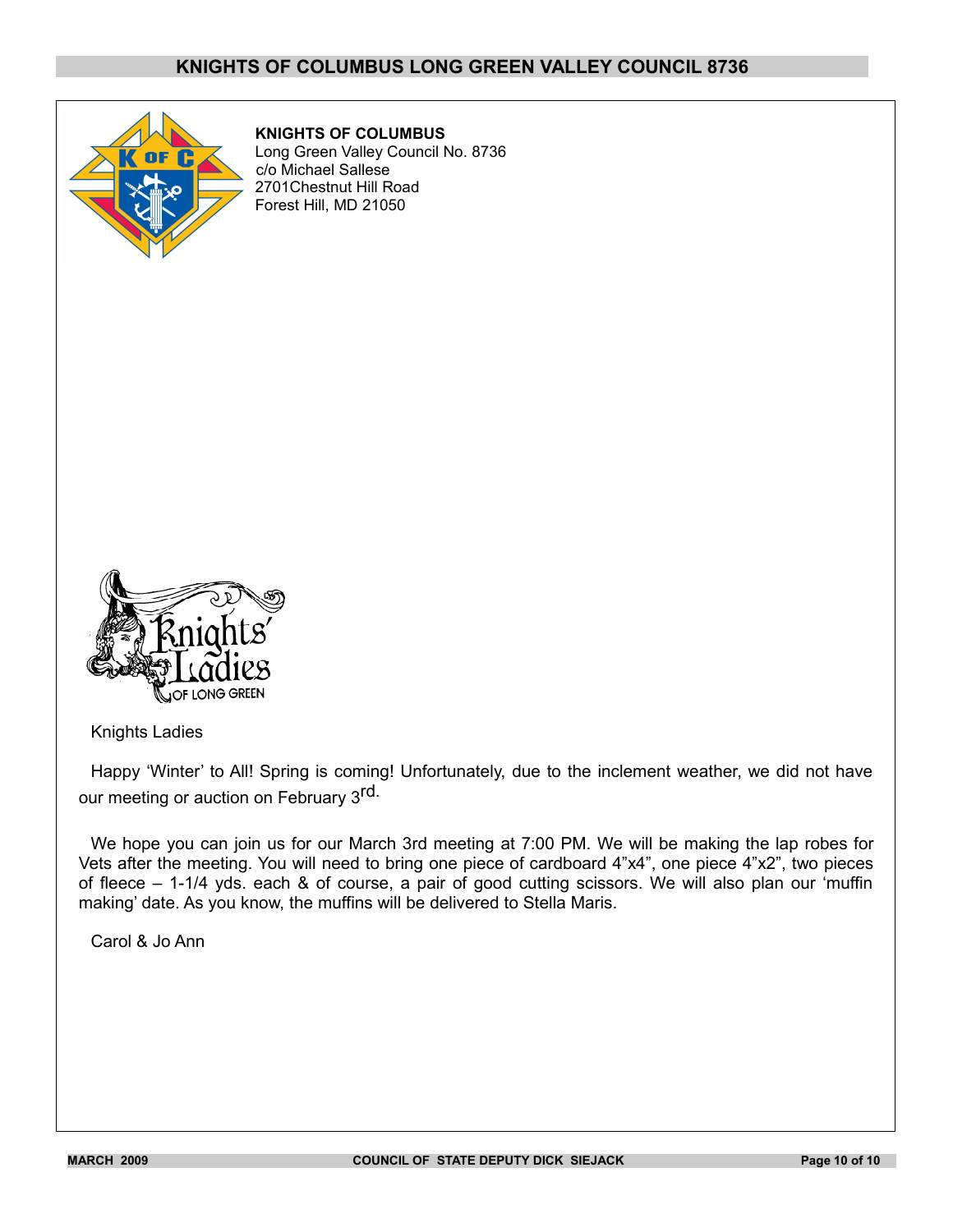**KNIGHTS OF COLUMBUS**
Long Green Valley Council No. 8736
c/o Michael Sallese
2701Chestnut Hill Road
Forest Hill, MD 21050

Knights Ladies

Happy 'Winter' to All! Spring is coming! Unfortunately, due to the inclement weather, we did not have our meeting or auction on February 3rd.

We hope you can join us for our March 3rd meeting at 7:00 PM. We will be making the lap robes for Vets after the meeting. You will need to bring one piece of cardboard 4"x4", one piece 4"x2", two pieces of fleece – 1-1/4 yds. each & of course, a pair of good cutting scissors. We will also plan our 'muffin making' date. As you know, the muffins will be delivered to Stella Maris.

Carol & Jo Ann